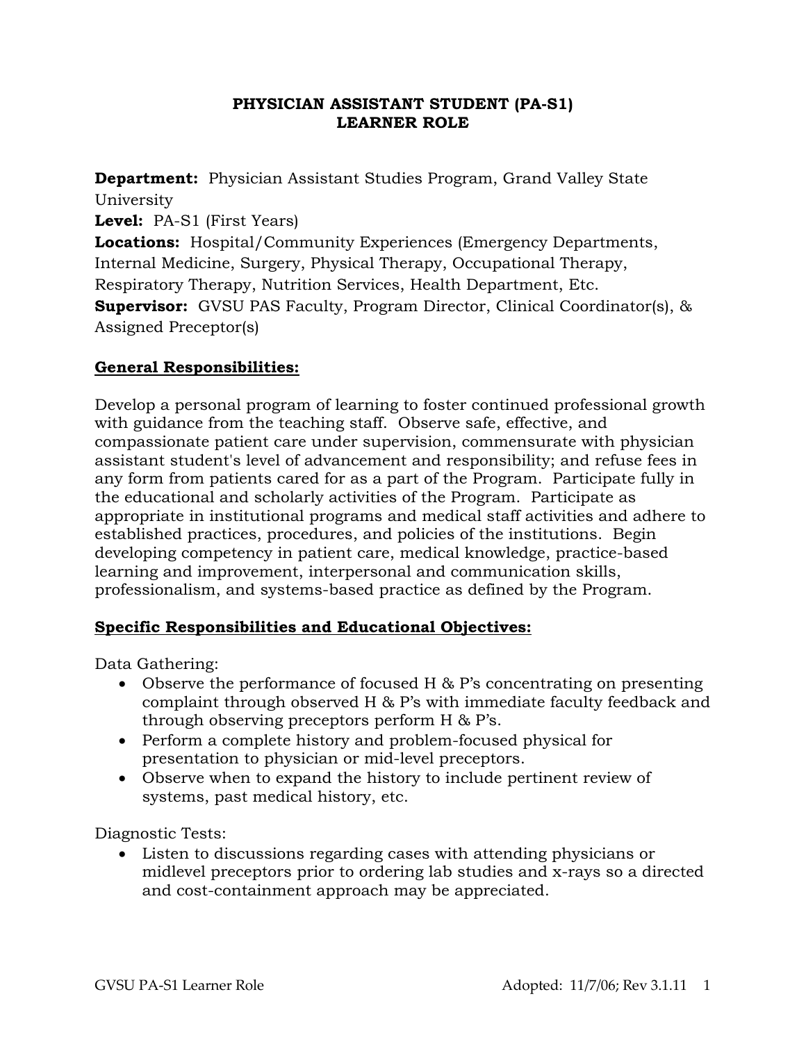# PHYSICIAN ASSISTANT STUDENT (PA-S1)
# LEARNER ROLE

**Department:** Physician Assistant Studies Program, Grand Valley State University
**Level:** PA-S1 (First Years)
**Locations:** Hospital/Community Experiences (Emergency Departments, Internal Medicine, Surgery, Physical Therapy, Occupational Therapy, Respiratory Therapy, Nutrition Services, Health Department, Etc.
**Supervisor:** GVSU PAS Faculty, Program Director, Clinical Coordinator(s), & Assigned Preceptor(s)

## General Responsibilities:

Develop a personal program of learning to foster continued professional growth with guidance from the teaching staff. Observe safe, effective, and compassionate patient care under supervision, commensurate with physician assistant student's level of advancement and responsibility; and refuse fees in any form from patients cared for as a part of the Program. Participate fully in the educational and scholarly activities of the Program. Participate as appropriate in institutional programs and medical staff activities and adhere to established practices, procedures, and policies of the institutions. Begin developing competency in patient care, medical knowledge, practice-based learning and improvement, interpersonal and communication skills, professionalism, and systems-based practice as defined by the Program.

## Specific Responsibilities and Educational Objectives:

Data Gathering:

- Observe the performance of focused H & P's concentrating on presenting complaint through observed H & P's with immediate faculty feedback and through observing preceptors perform H & P's.
- Perform a complete history and problem-focused physical for presentation to physician or mid-level preceptors.
- Observe when to expand the history to include pertinent review of systems, past medical history, etc.

Diagnostic Tests:

- Listen to discussions regarding cases with attending physicians or midlevel preceptors prior to ordering lab studies and x-rays so a directed and cost-containment approach may be appreciated.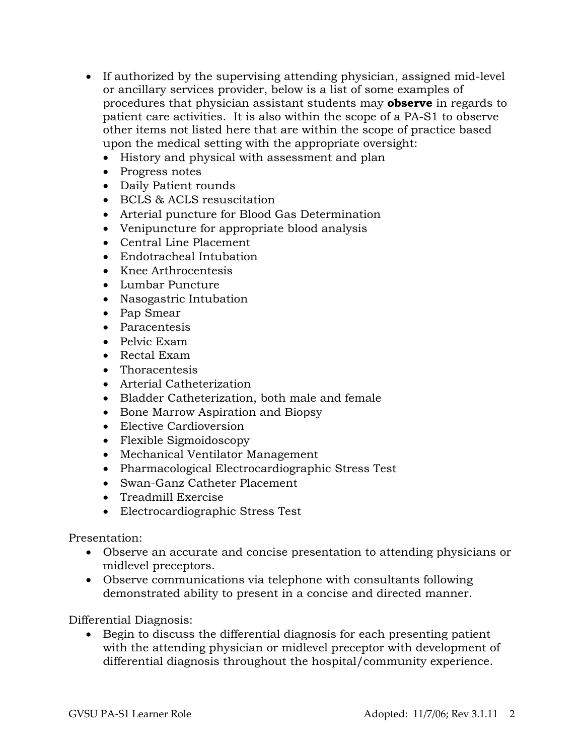- If authorized by the supervising attending physician, assigned mid-level or ancillary services provider, below is a list of some examples of procedures that physician assistant students may **observe** in regards to patient care activities. It is also within the scope of a PA-S1 to observe other items not listed here that are within the scope of practice based upon the medical setting with the appropriate oversight:
  - History and physical with assessment and plan
  - Progress notes
  - Daily Patient rounds
  - BCLS & ACLS resuscitation
  - Arterial puncture for Blood Gas Determination
  - Venipuncture for appropriate blood analysis
  - Central Line Placement
  - Endotracheal Intubation
  - Knee Arthrocentesis
  - Lumbar Puncture
  - Nasogastric Intubation
  - Pap Smear
  - Paracentesis
  - Pelvic Exam
  - Rectal Exam
  - Thoracentesis
  - Arterial Catheterization
  - Bladder Catheterization, both male and female
  - Bone Marrow Aspiration and Biopsy
  - Elective Cardioversion
  - Flexible Sigmoidoscopy
  - Mechanical Ventilator Management
  - Pharmacological Electrocardiographic Stress Test
  - Swan-Ganz Catheter Placement
  - Treadmill Exercise
  - Electrocardiographic Stress Test

Presentation:

- Observe an accurate and concise presentation to attending physicians or midlevel preceptors.
- Observe communications via telephone with consultants following demonstrated ability to present in a concise and directed manner.

Differential Diagnosis:

- Begin to discuss the differential diagnosis for each presenting patient with the attending physician or midlevel preceptor with development of differential diagnosis throughout the hospital/community experience.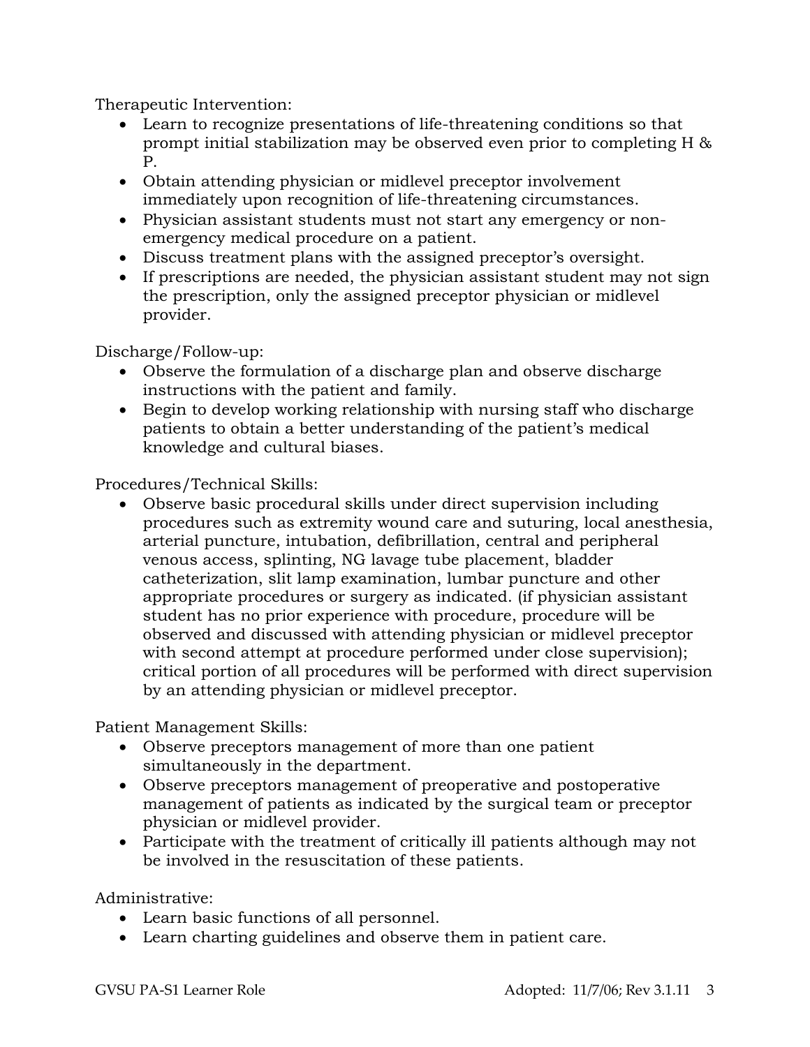Therapeutic Intervention:

- Learn to recognize presentations of life-threatening conditions so that prompt initial stabilization may be observed even prior to completing H & P.
- Obtain attending physician or midlevel preceptor involvement immediately upon recognition of life-threatening circumstances.
- Physician assistant students must not start any emergency or non-emergency medical procedure on a patient.
- Discuss treatment plans with the assigned preceptor's oversight.
- If prescriptions are needed, the physician assistant student may not sign the prescription, only the assigned preceptor physician or midlevel provider.

Discharge/Follow-up:

- Observe the formulation of a discharge plan and observe discharge instructions with the patient and family.
- Begin to develop working relationship with nursing staff who discharge patients to obtain a better understanding of the patient's medical knowledge and cultural biases.

Procedures/Technical Skills:

- Observe basic procedural skills under direct supervision including procedures such as extremity wound care and suturing, local anesthesia, arterial puncture, intubation, defibrillation, central and peripheral venous access, splinting, NG lavage tube placement, bladder catheterization, slit lamp examination, lumbar puncture and other appropriate procedures or surgery as indicated. (if physician assistant student has no prior experience with procedure, procedure will be observed and discussed with attending physician or midlevel preceptor with second attempt at procedure performed under close supervision); critical portion of all procedures will be performed with direct supervision by an attending physician or midlevel preceptor.

Patient Management Skills:

- Observe preceptors management of more than one patient simultaneously in the department.
- Observe preceptors management of preoperative and postoperative management of patients as indicated by the surgical team or preceptor physician or midlevel provider.
- Participate with the treatment of critically ill patients although may not be involved in the resuscitation of these patients.

Administrative:

- Learn basic functions of all personnel.
- Learn charting guidelines and observe them in patient care.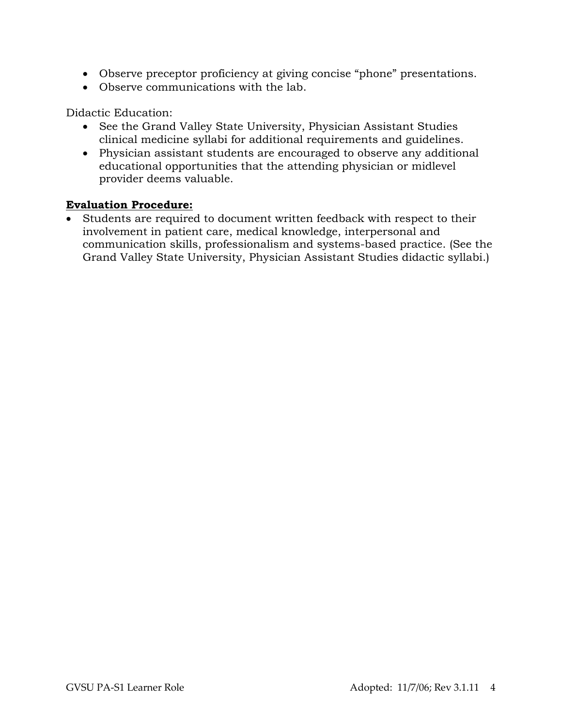- Observe preceptor proficiency at giving concise "phone" presentations.
- Observe communications with the lab.

Didactic Education:

- See the Grand Valley State University, Physician Assistant Studies clinical medicine syllabi for additional requirements and guidelines.
- Physician assistant students are encouraged to observe any additional educational opportunities that the attending physician or midlevel provider deems valuable.

**Evaluation Procedure:**

- Students are required to document written feedback with respect to their involvement in patient care, medical knowledge, interpersonal and communication skills, professionalism and systems-based practice. (See the Grand Valley State University, Physician Assistant Studies didactic syllabi.)